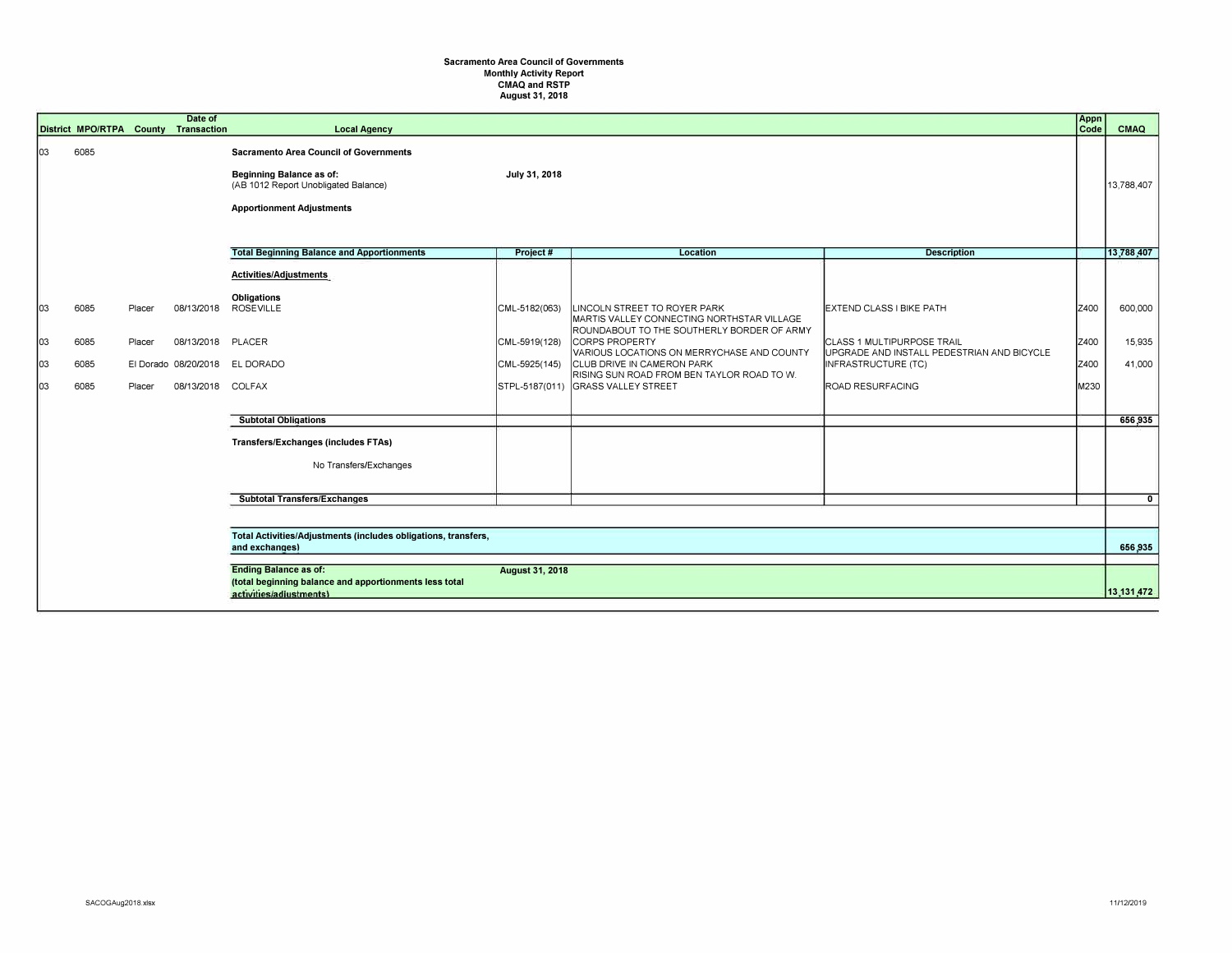**Sacramento Area Council of Governments**
**Monthly Activity Report**
**CMAQ and RSTP**
**August 31, 2018**

| District | MPO/RTPA | County | Date of Transaction | Local Agency | Project # | Location | Description | Appn Code | CMAQ |
|---|---|---|---|---|---|---|---|---|---|
| 03 | 6085 | | | **Sacramento Area Council of Governments** | | | | | |
| | | | | **Beginning Balance as of:** (AB 1012 Report Unobligated Balance) | **July 31, 2018** | | | | 13,788,407 |
| | | | | **Apportionment Adjustments** | | | | | |
| | | | | **Total Beginning Balance and Apportionments** | **Project #** | **Location** | **Description** | | **13,788,407** |
| | | | | **Activities/Adjustments** | | | | | |
| | | | | **Obligations** | | | | | |
| 03 | 6085 | Placer | 08/13/2018 | ROSEVILLE | CML-5182(063) | LINCOLN STREET TO ROYER PARK | EXTEND CLASS I BIKE PATH | Z400 | 600,000 |
| 03 | 6085 | Placer | 08/13/2018 | PLACER | CML-5919(128) | MARTIS VALLEY CONNECTING NORTHSTAR VILLAGE ROUNDABOUT TO THE SOUTHERLY BORDER OF ARMY CORPS PROPERTY | CLASS 1 MULTIPURPOSE TRAIL | Z400 | 15,935 |
| 03 | 6085 | El Dorado | 08/20/2018 | EL DORADO | CML-5925(145) | VARIOUS LOCATIONS ON MERRYCHASE AND COUNTY CLUB DRIVE IN CAMERON PARK | UPGRADE AND INSTALL PEDESTRIAN AND BICYCLE INFRASTRUCTURE (TC) | Z400 | 41,000 |
| 03 | 6085 | Placer | 08/13/2018 | COLFAX | STPL-5187(011) | RISING SUN ROAD FROM BEN TAYLOR ROAD TO W. GRASS VALLEY STREET | ROAD RESURFACING | M230 | |
| | | | | **Subtotal Obligations** | | | | | **656,935** |
| | | | | **Transfers/Exchanges (includes FTAs)** | | | | | |
| | | | | No Transfers/Exchanges | | | | | |
| | | | | **Subtotal Transfers/Exchanges** | | | | | **0** |
| | | | | **Total Activities/Adjustments (includes obligations, transfers, and exchanges)** | | | | | **656,935** |
| | | | | **Ending Balance as of:** (total beginning balance and apportionments less total activities/adjustments) | **August 31, 2018** | | | | **13,131,472** |

SACOGAug2018.xlsx

11/12/2019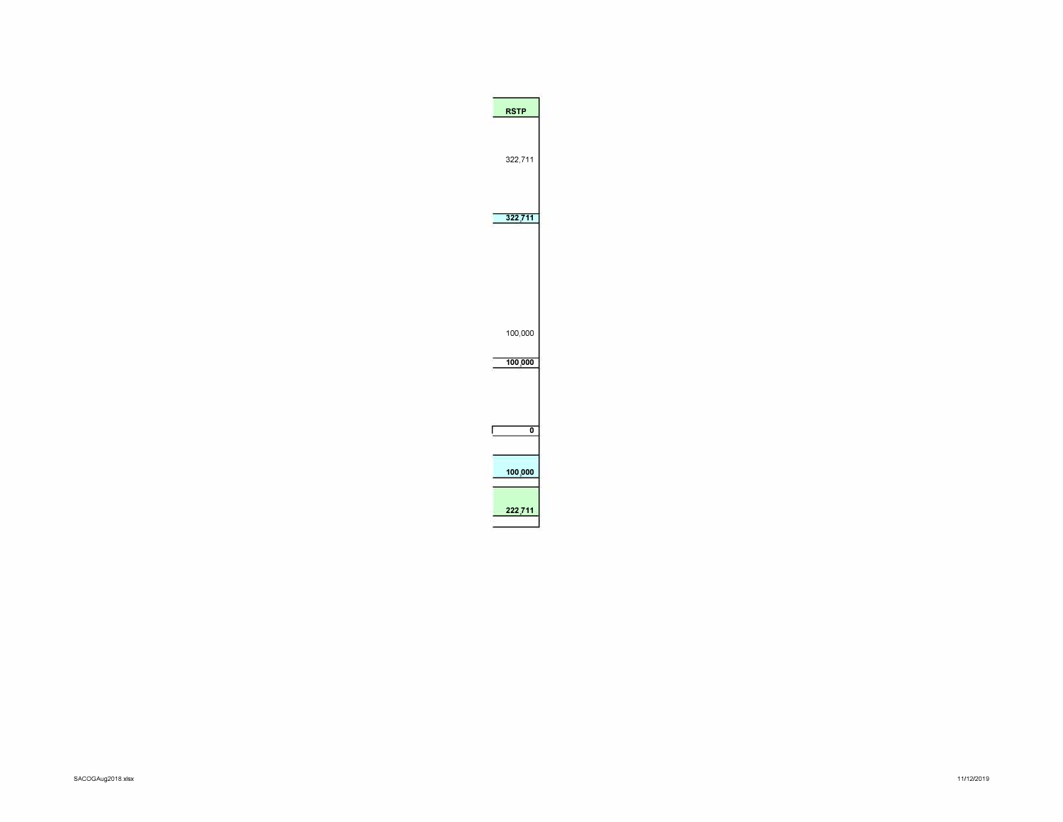| RSTP |
| --- |
| 322,711 |
| **322,711** |
| 100,000 |
| **100,000** |
| **0** |
| **100,000** |
| **222,711** |